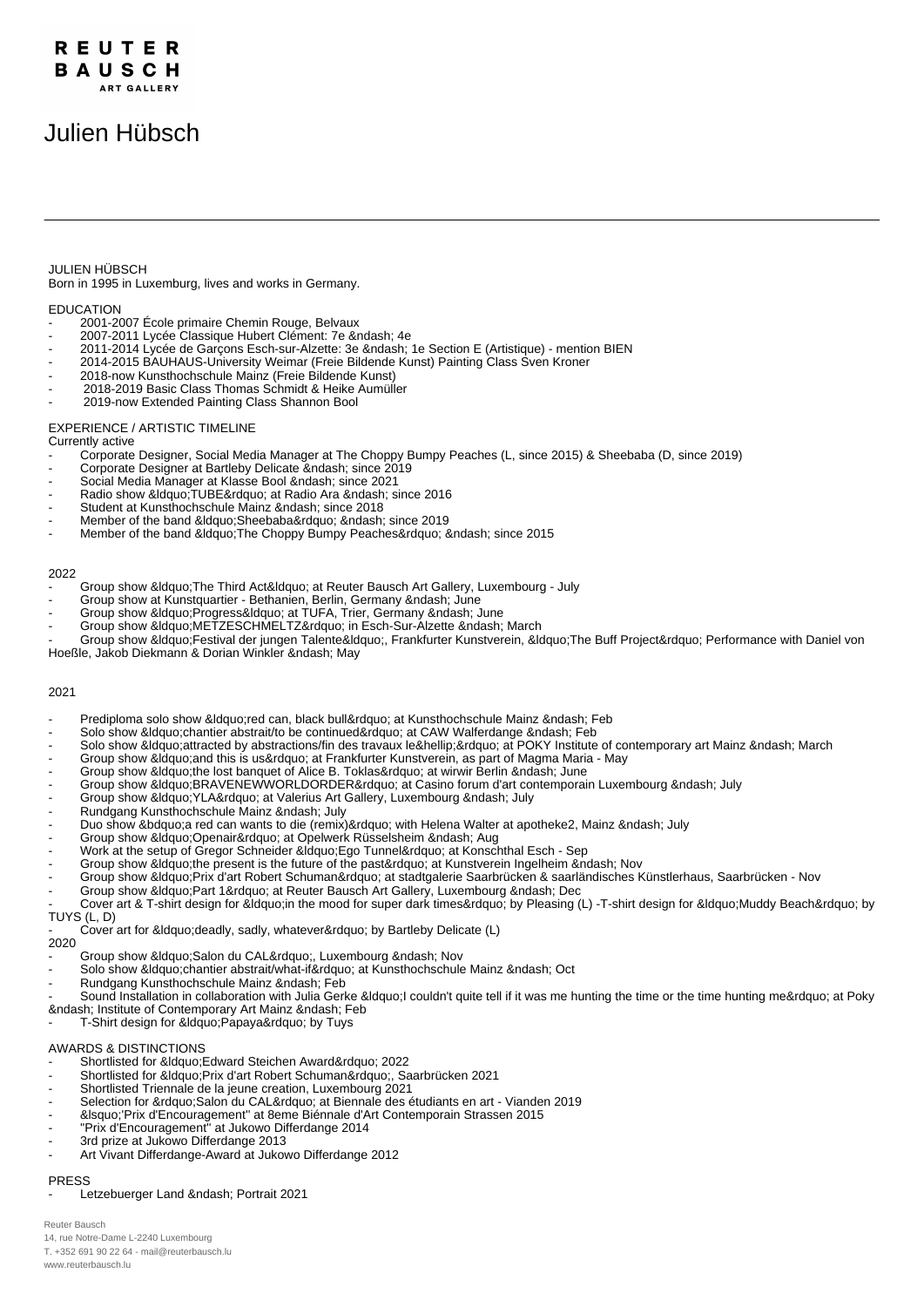# Julien Hübsch

JULIEN HÜBSCH
Born in 1995 in Luxemburg, lives and works in Germany.

EDUCATION
- 2001-2007 École primaire Chemin Rouge, Belvaux
- 2007-2011 Lycée Classique Hubert Clément: 7e &ndash; 4e
- 2011-2014 Lycée de Garçons Esch-sur-Alzette: 3e &ndash; 1e Section E (Artistique) - mention BIEN
- 2014-2015 BAUHAUS-University Weimar (Freie Bildende Kunst) Painting Class Sven Kroner
- 2018-now Kunsthochschule Mainz (Freie Bildende Kunst)
- 2018-2019 Basic Class Thomas Schmidt & Heike Aumüller
- 2019-now Extended Painting Class Shannon Bool

EXPERIENCE / ARTISTIC TIMELINE
Currently active
- Corporate Designer, Social Media Manager at The Choppy Bumpy Peaches (L, since 2015) & Sheebaba (D, since 2019)
- Corporate Designer at Bartleby Delicate &ndash; since 2019
- Social Media Manager at Klasse Bool &ndash; since 2021
- Radio show &ldquo;TUBE&rdquo; at Radio Ara &ndash; since 2016
- Student at Kunsthochschule Mainz &ndash; since 2018
- Member of the band &ldquo;Sheebaba&rdquo; &ndash; since 2019
- Member of the band &ldquo;The Choppy Bumpy Peaches&rdquo; &ndash; since 2015

2022
- Group show &ldquo;The Third Act&ldquo; at Reuter Bausch Art Gallery, Luxembourg - July
- Group show at Kunstquartier - Bethanien, Berlin, Germany &ndash; June
- Group show &ldquo;Progress&ldquo; at TUFA, Trier, Germany &ndash; June
- Group show &ldquo;METZESCHMELTZ&rdquo; in Esch-Sur-Alzette &ndash; March
- Group show &ldquo;Festival der jungen Talente&ldquo;, Frankfurter Kunstverein, &ldquo;The Buff Project&rdquo; Performance with Daniel von Hoeßle, Jakob Diekmann & Dorian Winkler &ndash; May

2021
- Prediploma solo show &ldquo;red can, black bull&rdquo; at Kunsthochschule Mainz &ndash; Feb
- Solo show &ldquo;chantier abstrait/to be continued&rdquo; at CAW Walferdange &ndash; Feb
- Solo show &ldquo;attracted by abstractions/fin des travaux le&hellip;&rdquo; at POKY Institute of contemporary art Mainz &ndash; March
- Group show &ldquo;and this is us&rdquo; at Frankfurter Kunstverein, as part of Magma Maria - May
- Group show &ldquo;the lost banquet of Alice B. Toklas&rdquo; at wirwir Berlin &ndash; June
- Group show &ldquo;BRAVENEWWORLDORDER&rdquo; at Casino forum d'art contemporain Luxembourg &ndash; July
- Group show &ldquo;YLA&rdquo; at Valerius Art Gallery, Luxembourg &ndash; July
- Rundgang Kunsthochschule Mainz &ndash; July
- Duo show &bdquo;a red can wants to die (remix)&rdquo; with Helena Walter at apotheke2, Mainz &ndash; July
- Group show &ldquo;Openair&rdquo; at Opelwerk Rüsselsheim &ndash; Aug
- Work at the setup of Gregor Schneider &ldquo;Ego Tunnel&rdquo; at Konschthal Esch - Sep
- Group show &ldquo;the present is the future of the past&rdquo; at Kunstverein Ingelheim &ndash; Nov
- Group show &ldquo;Prix d'art Robert Schuman&rdquo; at stadtgalerie Saarbrücken & saarländisches Künstlerhaus, Saarbrücken - Nov
- Group show &ldquo;Part 1&rdquo; at Reuter Bausch Art Gallery, Luxembourg &ndash; Dec
- Cover art & T-shirt design for &ldquo;in the mood for super dark times&rdquo; by Pleasing (L) -T-shirt design for &ldquo;Muddy Beach&rdquo; by TUYS (L, D)
- Cover art for &ldquo;deadly, sadly, whatever&rdquo; by Bartleby Delicate (L)

2020
- Group show &ldquo;Salon du CAL&rdquo;, Luxembourg &ndash; Nov
- Solo show &ldquo;chantier abstrait/what-if&rdquo; at Kunsthochschule Mainz &ndash; Oct
- Rundgang Kunsthochschule Mainz &ndash; Feb
- Sound Installation in collaboration with Julia Gerke &ldquo;I couldn't quite tell if it was me hunting the time or the time hunting me&rdquo; at Poky &ndash; Institute of Contemporary Art Mainz &ndash; Feb
- T-Shirt design for &ldquo;Papaya&rdquo; by Tuys

AWARDS & DISTINCTIONS
- Shortlisted for &ldquo;Edward Steichen Award&rdquo; 2022
- Shortlisted for &ldquo;Prix d'art Robert Schuman&rdquo;, Saarbrücken 2021
- Shortlisted Triennale de la jeune creation, Luxembourg 2021
- Selection for &rdquo;Salon du CAL&rdquo; at Biennale des étudiants en art - Vianden 2019
- &lsquo;'Prix d'Encouragement'' at 8eme Biénnale d'Art Contemporain Strassen 2015
- ''Prix d'Encouragement'' at Jukowo Differdange 2014
- 3rd prize at Jukowo Differdange 2013
- Art Vivant Differdange-Award at Jukowo Differdange 2012

PRESS
- Letzebuerger Land &ndash; Portrait 2021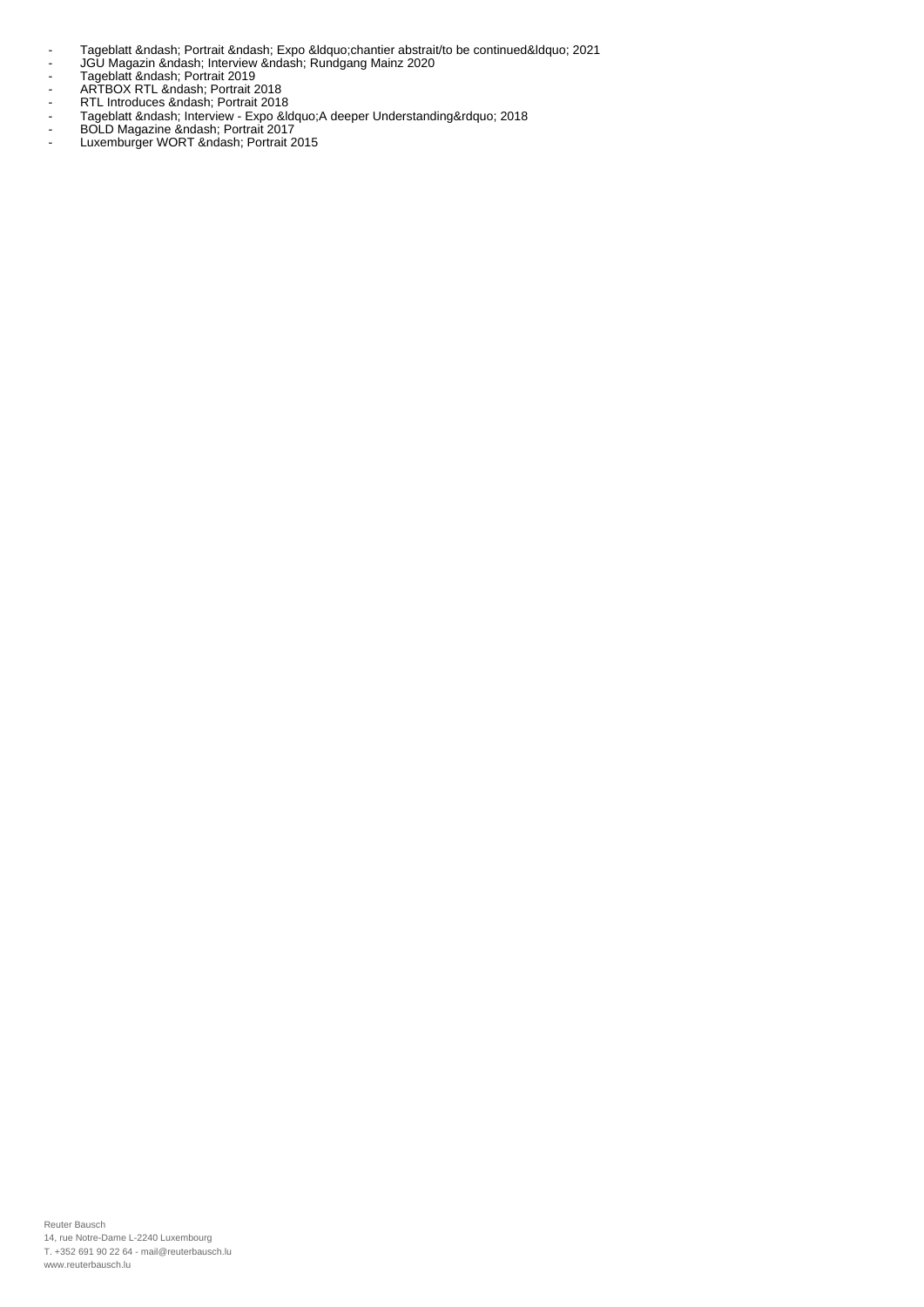- Tageblatt &ndash; Portrait &ndash; Expo &ldquo;chantier abstrait/to be continued&ldquo; 2021
- JGU Magazin &ndash; Interview &ndash; Rundgang Mainz 2020
- Tageblatt &ndash; Portrait 2019
- ARTBOX RTL &ndash; Portrait 2018
- RTL Introduces &ndash; Portrait 2018
- Tageblatt &ndash; Interview - Expo &ldquo;A deeper Understanding&rdquo; 2018
- BOLD Magazine &ndash; Portrait 2017
- Luxemburger WORT &ndash; Portrait 2015